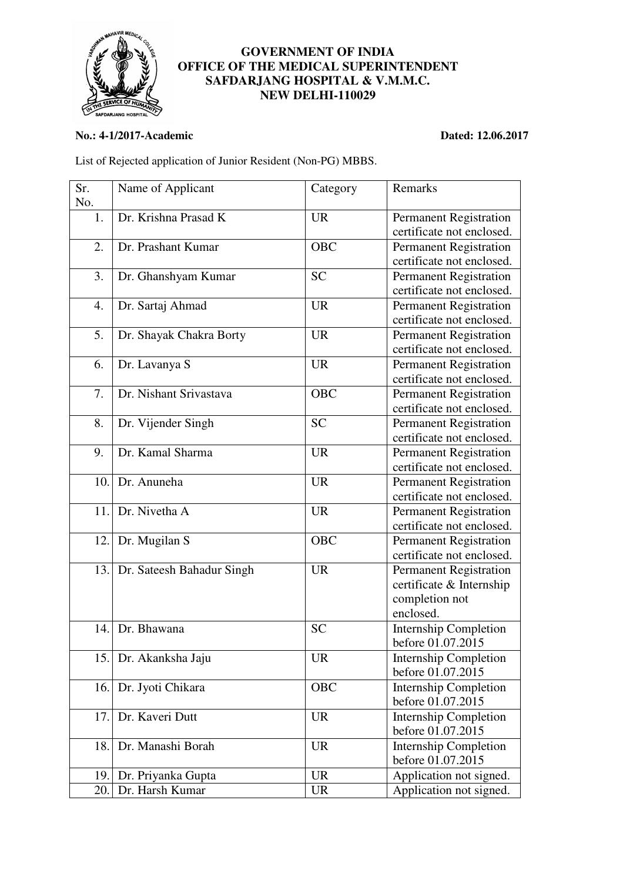**GOVERNMENT OF INDIA**
**OFFICE OF THE MEDICAL SUPERINTENDENT**
**SAFDARJANG HOSPITAL & V.M.M.C.**
**NEW DELHI-110029**

**No.: 4-1/2017-Academic** **Dated: 12.06.2017**

List of Rejected application of Junior Resident (Non-PG) MBBS.

| Sr. No. | Name of Applicant | Category | Remarks |
|---|---|---|---|
| 1. | Dr. Krishna Prasad K | UR | Permanent Registration certificate not enclosed. |
| 2. | Dr. Prashant Kumar | OBC | Permanent Registration certificate not enclosed. |
| 3. | Dr. Ghanshyam Kumar | SC | Permanent Registration certificate not enclosed. |
| 4. | Dr. Sartaj Ahmad | UR | Permanent Registration certificate not enclosed. |
| 5. | Dr. Shayak Chakra Borty | UR | Permanent Registration certificate not enclosed. |
| 6. | Dr. Lavanya S | UR | Permanent Registration certificate not enclosed. |
| 7. | Dr. Nishant Srivastava | OBC | Permanent Registration certificate not enclosed. |
| 8. | Dr. Vijender Singh | SC | Permanent Registration certificate not enclosed. |
| 9. | Dr. Kamal Sharma | UR | Permanent Registration certificate not enclosed. |
| 10. | Dr. Anuneha | UR | Permanent Registration certificate not enclosed. |
| 11. | Dr. Nivetha A | UR | Permanent Registration certificate not enclosed. |
| 12. | Dr. Mugilan S | OBC | Permanent Registration certificate not enclosed. |
| 13. | Dr. Sateesh Bahadur Singh | UR | Permanent Registration certificate & Internship completion not enclosed. |
| 14. | Dr. Bhawana | SC | Internship Completion before 01.07.2015 |
| 15. | Dr. Akanksha Jaju | UR | Internship Completion before 01.07.2015 |
| 16. | Dr. Jyoti Chikara | OBC | Internship Completion before 01.07.2015 |
| 17. | Dr. Kaveri Dutt | UR | Internship Completion before 01.07.2015 |
| 18. | Dr. Manashi Borah | UR | Internship Completion before 01.07.2015 |
| 19. | Dr. Priyanka Gupta | UR | Application not signed. |
| 20. | Dr. Harsh Kumar | UR | Application not signed. |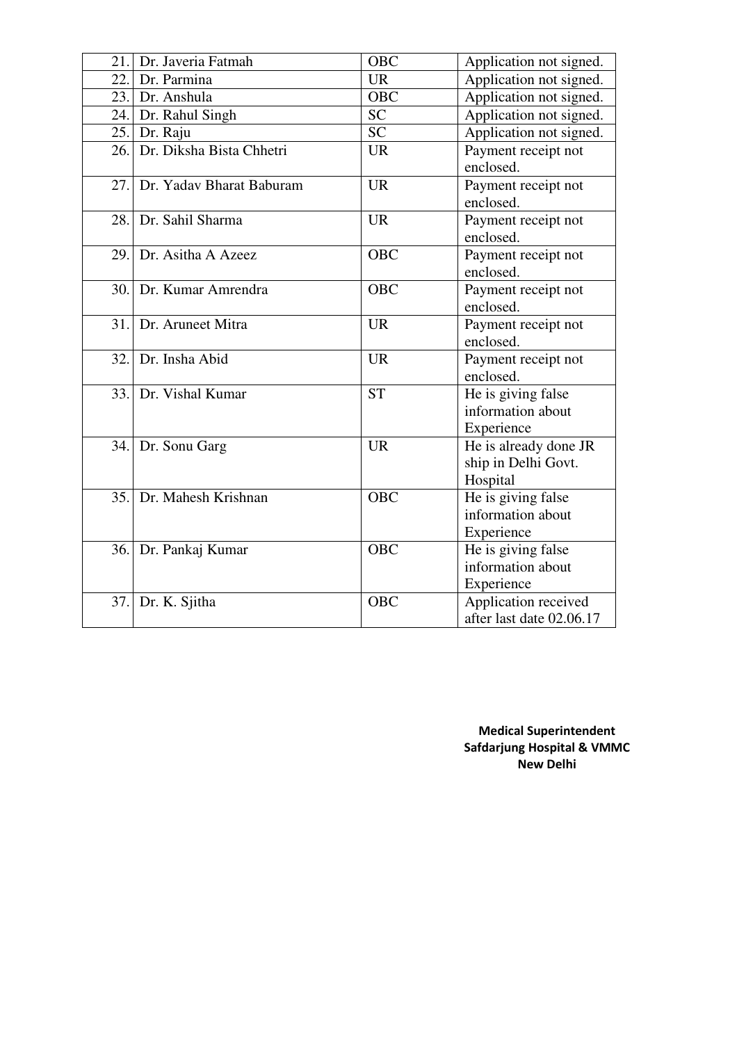| | | | |
|---|---|---|---|
| 21. | Dr. Javeria Fatmah | OBC | Application not signed. |
| 22. | Dr. Parmina | UR | Application not signed. |
| 23. | Dr. Anshula | OBC | Application not signed. |
| 24. | Dr. Rahul Singh | SC | Application not signed. |
| 25. | Dr. Raju | SC | Application not signed. |
| 26. | Dr. Diksha Bista Chhetri | UR | Payment receipt not enclosed. |
| 27. | Dr. Yadav Bharat Baburam | UR | Payment receipt not enclosed. |
| 28. | Dr. Sahil Sharma | UR | Payment receipt not enclosed. |
| 29. | Dr. Asitha A Azeez | OBC | Payment receipt not enclosed. |
| 30. | Dr. Kumar Amrendra | OBC | Payment receipt not enclosed. |
| 31. | Dr. Aruneet Mitra | UR | Payment receipt not enclosed. |
| 32. | Dr. Insha Abid | UR | Payment receipt not enclosed. |
| 33. | Dr. Vishal Kumar | ST | He is giving false information about Experience |
| 34. | Dr. Sonu Garg | UR | He is already done JR ship in Delhi Govt. Hospital |
| 35. | Dr. Mahesh Krishnan | OBC | He is giving false information about Experience |
| 36. | Dr. Pankaj Kumar | OBC | He is giving false information about Experience |
| 37. | Dr. K. Sjitha | OBC | Application received after last date 02.06.17 |

**Medical Superintendent**
**Safdarjung Hospital & VMMC**
**New Delhi**